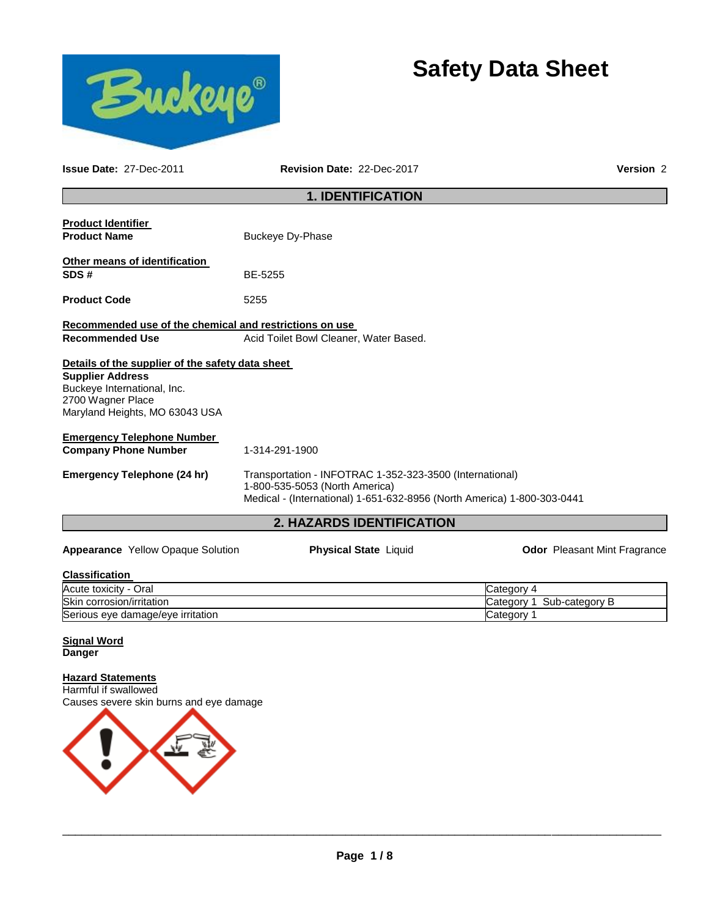# Safety Data Sheet

**Issue Date:** 27-Dec-2011 **Revision Date:** 22-Dec-2017 **Version** 2

## 1. IDENTIFICATION

**Product Identifier**

**Product Name** Buckeye Dy-Phase

**Other means of identification**

**SDS #** BE-5255

**Product Code** 5255

**Recommended use of the chemical and restrictions on use**

**Recommended Use** Acid Toilet Bowl Cleaner, Water Based.

**Details of the supplier of the safety data sheet**

**Supplier Address**
Buckeye International, Inc.
2700 Wagner Place
Maryland Heights, MO 63043 USA

**Emergency Telephone Number**

**Company Phone Number** 1-314-291-1900

**Emergency Telephone (24 hr)** Transportation - INFOTRAC 1-352-323-3500 (International)
1-800-535-5053 (North America)
Medical - (International) 1-651-632-8956 (North America) 1-800-303-0441

## 2. HAZARDS IDENTIFICATION

**Appearance** Yellow Opaque Solution **Physical State** Liquid **Odor** Pleasant Mint Fragrance

**Classification**

| | |
|---|---|
| Acute toxicity - Oral | Category 4 |
| Skin corrosion/irritation | Category 1 Sub-category B |
| Serious eye damage/eye irritation | Category 1 |

**Signal Word**
**Danger**

**Hazard Statements**
Harmful if swallowed
Causes severe skin burns and eye damage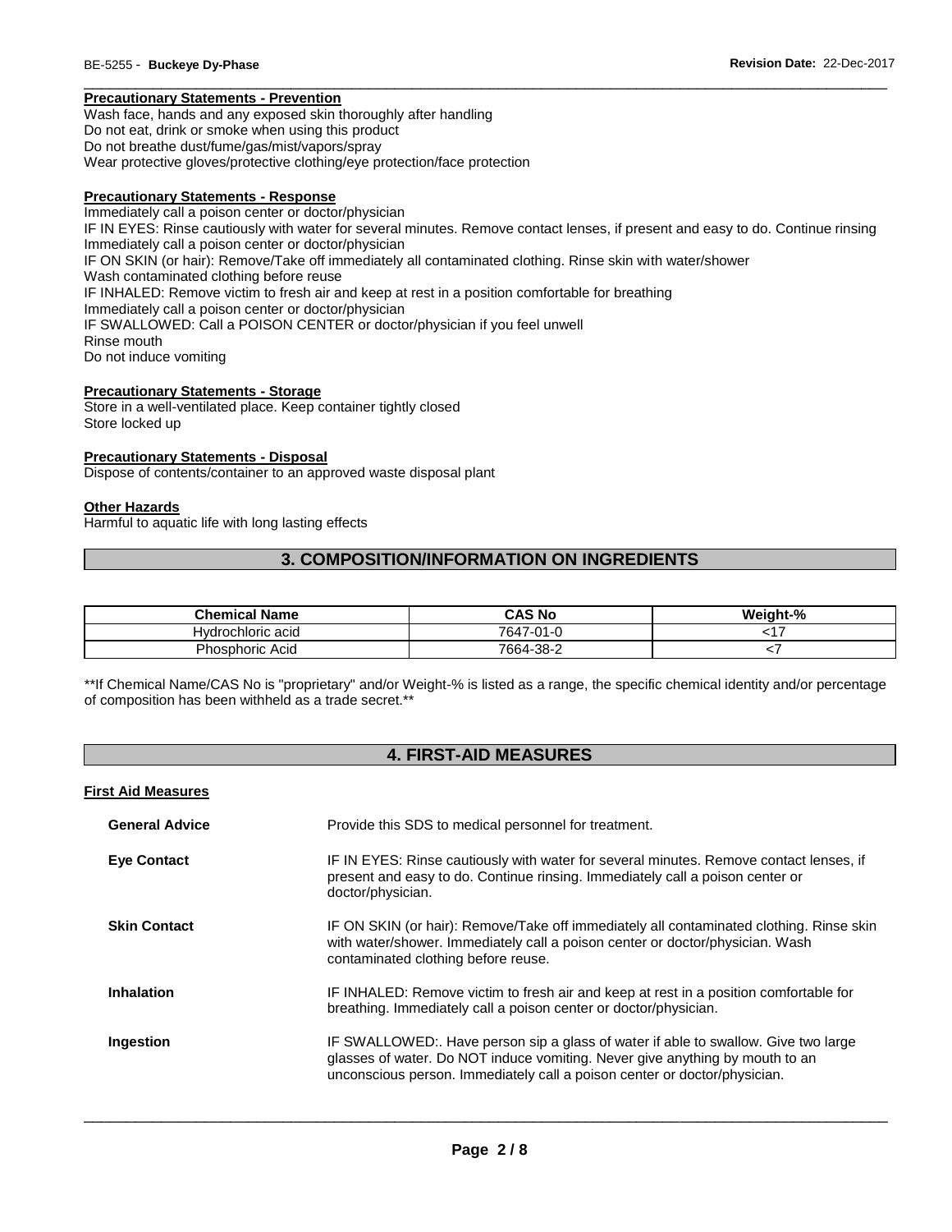**Precautionary Statements - Prevention**

Wash face, hands and any exposed skin thoroughly after handling
Do not eat, drink or smoke when using this product
Do not breathe dust/fume/gas/mist/vapors/spray
Wear protective gloves/protective clothing/eye protection/face protection

**Precautionary Statements - Response**

Immediately call a poison center or doctor/physician
IF IN EYES: Rinse cautiously with water for several minutes. Remove contact lenses, if present and easy to do. Continue rinsing
Immediately call a poison center or doctor/physician
IF ON SKIN (or hair): Remove/Take off immediately all contaminated clothing. Rinse skin with water/shower
Wash contaminated clothing before reuse
IF INHALED: Remove victim to fresh air and keep at rest in a position comfortable for breathing
Immediately call a poison center or doctor/physician
IF SWALLOWED: Call a POISON CENTER or doctor/physician if you feel unwell
Rinse mouth
Do not induce vomiting

**Precautionary Statements - Storage**

Store in a well-ventilated place. Keep container tightly closed
Store locked up

**Precautionary Statements - Disposal**

Dispose of contents/container to an approved waste disposal plant

**Other Hazards**

Harmful to aquatic life with long lasting effects

## 3. COMPOSITION/INFORMATION ON INGREDIENTS

| Chemical Name | CAS No | Weight-% |
| --- | --- | --- |
| Hydrochloric acid | 7647-01-0 | <17 |
| Phosphoric Acid | 7664-38-2 | <7 |

**If Chemical Name/CAS No is "proprietary" and/or Weight-% is listed as a range, the specific chemical identity and/or percentage of composition has been withheld as a trade secret.**

## 4. FIRST-AID MEASURES

**First Aid Measures**

**General Advice** Provide this SDS to medical personnel for treatment.

**Eye Contact** IF IN EYES: Rinse cautiously with water for several minutes. Remove contact lenses, if present and easy to do. Continue rinsing. Immediately call a poison center or doctor/physician.

**Skin Contact** IF ON SKIN (or hair): Remove/Take off immediately all contaminated clothing. Rinse skin with water/shower. Immediately call a poison center or doctor/physician. Wash contaminated clothing before reuse.

**Inhalation** IF INHALED: Remove victim to fresh air and keep at rest in a position comfortable for breathing. Immediately call a poison center or doctor/physician.

**Ingestion** IF SWALLOWED:. Have person sip a glass of water if able to swallow. Give two large glasses of water. Do NOT induce vomiting. Never give anything by mouth to an unconscious person. Immediately call a poison center or doctor/physician.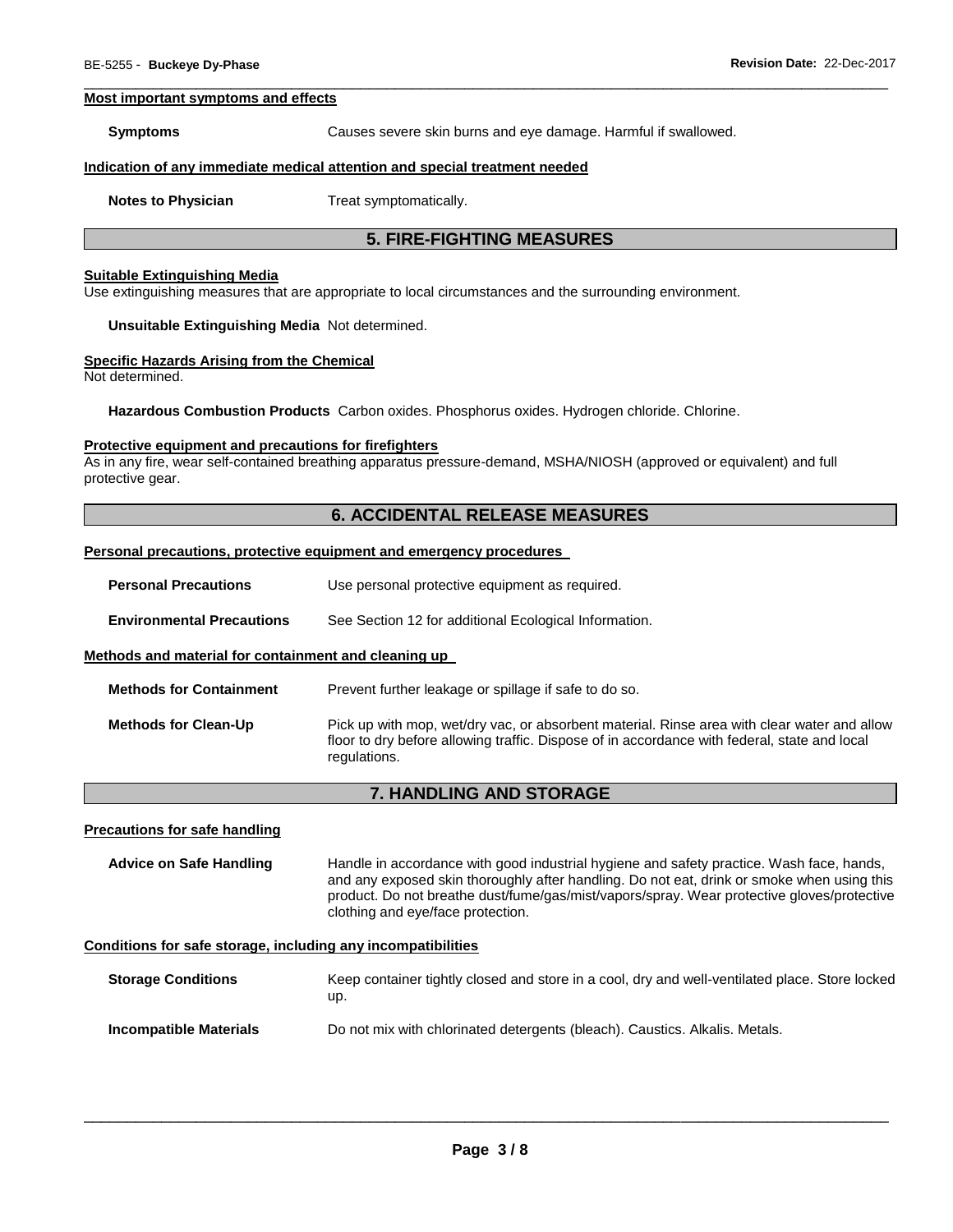### Most important symptoms and effects

**Symptoms** Causes severe skin burns and eye damage. Harmful if swallowed.

### Indication of any immediate medical attention and special treatment needed

**Notes to Physician** Treat symptomatically.

## 5. FIRE-FIGHTING MEASURES

### Suitable Extinguishing Media

Use extinguishing measures that are appropriate to local circumstances and the surrounding environment.

**Unsuitable Extinguishing Media** Not determined.

### Specific Hazards Arising from the Chemical

Not determined.

**Hazardous Combustion Products** Carbon oxides. Phosphorus oxides. Hydrogen chloride. Chlorine.

### Protective equipment and precautions for firefighters

As in any fire, wear self-contained breathing apparatus pressure-demand, MSHA/NIOSH (approved or equivalent) and full protective gear.

## 6. ACCIDENTAL RELEASE MEASURES

### Personal precautions, protective equipment and emergency procedures

**Personal Precautions** Use personal protective equipment as required.

**Environmental Precautions** See Section 12 for additional Ecological Information.

### Methods and material for containment and cleaning up

**Methods for Containment** Prevent further leakage or spillage if safe to do so.

**Methods for Clean-Up** Pick up with mop, wet/dry vac, or absorbent material. Rinse area with clear water and allow floor to dry before allowing traffic. Dispose of in accordance with federal, state and local regulations.

## 7. HANDLING AND STORAGE

### Precautions for safe handling

**Advice on Safe Handling** Handle in accordance with good industrial hygiene and safety practice. Wash face, hands, and any exposed skin thoroughly after handling. Do not eat, drink or smoke when using this product. Do not breathe dust/fume/gas/mist/vapors/spray. Wear protective gloves/protective clothing and eye/face protection.

### Conditions for safe storage, including any incompatibilities

**Storage Conditions** Keep container tightly closed and store in a cool, dry and well-ventilated place. Store locked up.

**Incompatible Materials** Do not mix with chlorinated detergents (bleach). Caustics. Alkalis. Metals.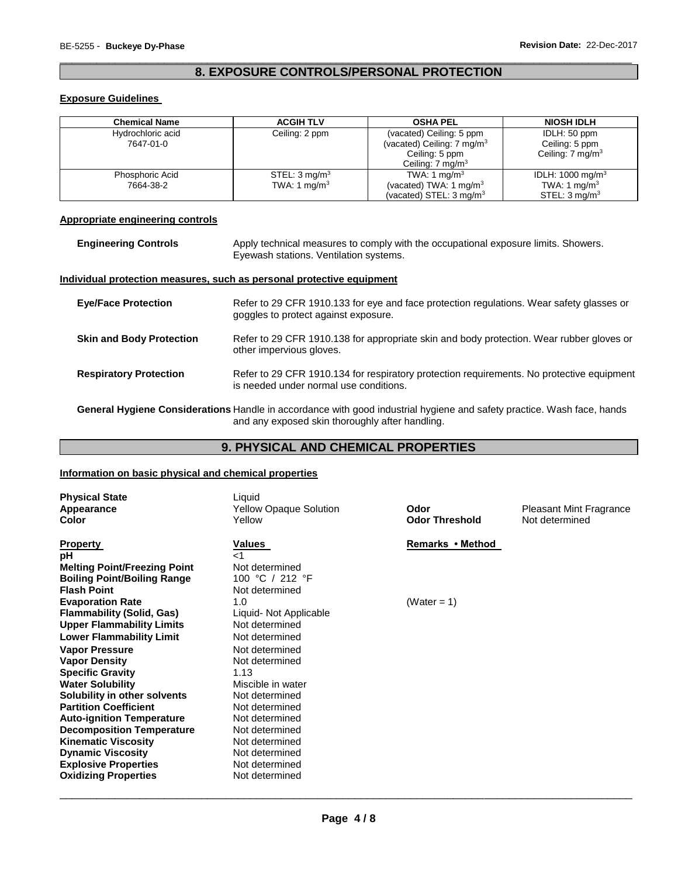## 8. EXPOSURE CONTROLS/PERSONAL PROTECTION

### Exposure Guidelines

| Chemical Name | ACGIH TLV | OSHA PEL | NIOSH IDLH |
|---|---|---|---|
| Hydrochloric acid 7647-01-0 | Ceiling: 2 ppm | (vacated) Ceiling: 5 ppm (vacated) Ceiling: 7 mg/m$^3$ Ceiling: 5 ppm Ceiling: 7 mg/m$^3$ | IDLH: 50 ppm Ceiling: 5 ppm Ceiling: 7 mg/m$^3$ |
| Phosphoric Acid 7664-38-2 | STEL: 3 mg/m$^3$ TWA: 1 mg/m$^3$ | TWA: 1 mg/m$^3$ (vacated) TWA: 1 mg/m$^3$ (vacated) STEL: 3 mg/m$^3$ | IDLH: 1000 mg/m$^3$ TWA: 1 mg/m$^3$ STEL: 3 mg/m$^3$ |

### Appropriate engineering controls

**Engineering Controls** Apply technical measures to comply with the occupational exposure limits. Showers. Eyewash stations. Ventilation systems.

### Individual protection measures, such as personal protective equipment

**Eye/Face Protection** Refer to 29 CFR 1910.133 for eye and face protection regulations. Wear safety glasses or goggles to protect against exposure.

**Skin and Body Protection** Refer to 29 CFR 1910.138 for appropriate skin and body protection. Wear rubber gloves or other impervious gloves.

**Respiratory Protection** Refer to 29 CFR 1910.134 for respiratory protection requirements. No protective equipment is needed under normal use conditions.

**General Hygiene Considerations** Handle in accordance with good industrial hygiene and safety practice. Wash face, hands and any exposed skin thoroughly after handling.

## 9. PHYSICAL AND CHEMICAL PROPERTIES

### Information on basic physical and chemical properties

**Physical State** Liquid
**Appearance** Yellow Opaque Solution
**Color** Yellow
**Odor** Pleasant Mint Fragrance
**Odor Threshold** Not determined

| Property | Values | Remarks • Method |
|---|---|---|
| **pH** | <1 | |
| **Melting Point/Freezing Point** | Not determined | |
| **Boiling Point/Boiling Range** | 100 °C / 212 °F | |
| **Flash Point** | Not determined | |
| **Evaporation Rate** | 1.0 | (Water = 1) |
| **Flammability (Solid, Gas)** | Liquid- Not Applicable | |
| **Upper Flammability Limits** | Not determined | |
| **Lower Flammability Limit** | Not determined | |
| **Vapor Pressure** | Not determined | |
| **Vapor Density** | Not determined | |
| **Specific Gravity** | 1.13 | |
| **Water Solubility** | Miscible in water | |
| **Solubility in other solvents** | Not determined | |
| **Partition Coefficient** | Not determined | |
| **Auto-ignition Temperature** | Not determined | |
| **Decomposition Temperature** | Not determined | |
| **Kinematic Viscosity** | Not determined | |
| **Dynamic Viscosity** | Not determined | |
| **Explosive Properties** | Not determined | |
| **Oxidizing Properties** | Not determined | |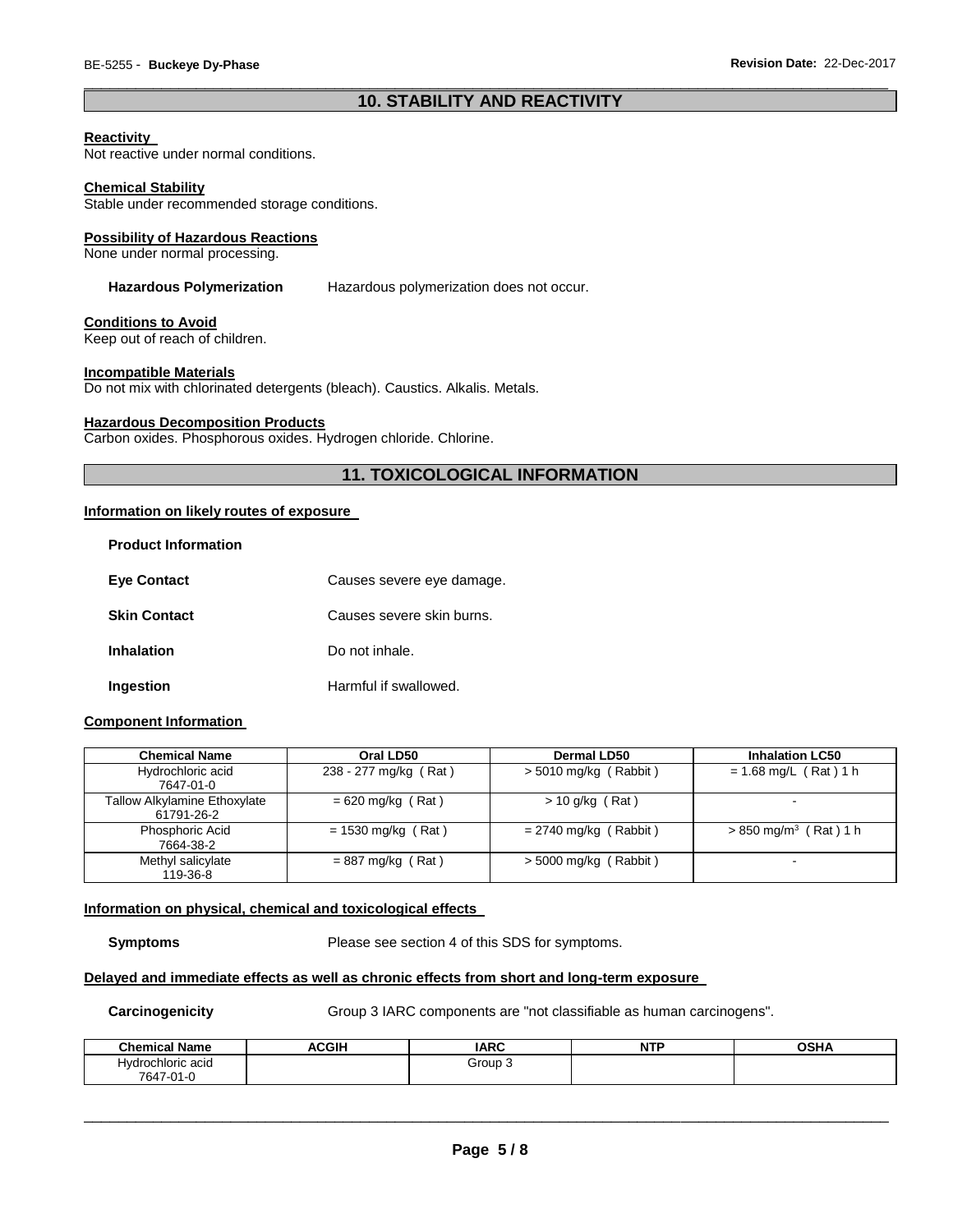## 10. STABILITY AND REACTIVITY

**Reactivity**
Not reactive under normal conditions.

**Chemical Stability**
Stable under recommended storage conditions.

**Possibility of Hazardous Reactions**
None under normal processing.

**Hazardous Polymerization** Hazardous polymerization does not occur.

**Conditions to Avoid**
Keep out of reach of children.

**Incompatible Materials**
Do not mix with chlorinated detergents (bleach). Caustics. Alkalis. Metals.

**Hazardous Decomposition Products**
Carbon oxides. Phosphorous oxides. Hydrogen chloride. Chlorine.

## 11. TOXICOLOGICAL INFORMATION

**Information on likely routes of exposure**

**Product Information**

**Eye Contact** Causes severe eye damage.

**Skin Contact** Causes severe skin burns.

**Inhalation** Do not inhale.

**Ingestion** Harmful if swallowed.

**Component Information**

| Chemical Name | Oral LD50 | Dermal LD50 | Inhalation LC50 |
|---|---|---|---|
| Hydrochloric acid 7647-01-0 | 238 - 277 mg/kg ( Rat ) | > 5010 mg/kg ( Rabbit ) | = 1.68 mg/L ( Rat ) 1 h |
| Tallow Alkylamine Ethoxylate 61791-26-2 | = 620 mg/kg ( Rat ) | > 10 g/kg ( Rat ) | - |
| Phosphoric Acid 7664-38-2 | = 1530 mg/kg ( Rat ) | = 2740 mg/kg ( Rabbit ) | > 850 mg/m$^3$ ( Rat ) 1 h |
| Methyl salicylate 119-36-8 | = 887 mg/kg ( Rat ) | > 5000 mg/kg ( Rabbit ) | - |

**Information on physical, chemical and toxicological effects**

**Symptoms** Please see section 4 of this SDS for symptoms.

**Delayed and immediate effects as well as chronic effects from short and long-term exposure**

**Carcinogenicity** Group 3 IARC components are "not classifiable as human carcinogens".

| Chemical Name | ACGIH | IARC | NTP | OSHA |
|---|---|---|---|---|
| Hydrochloric acid 7647-01-0 | | Group 3 | | |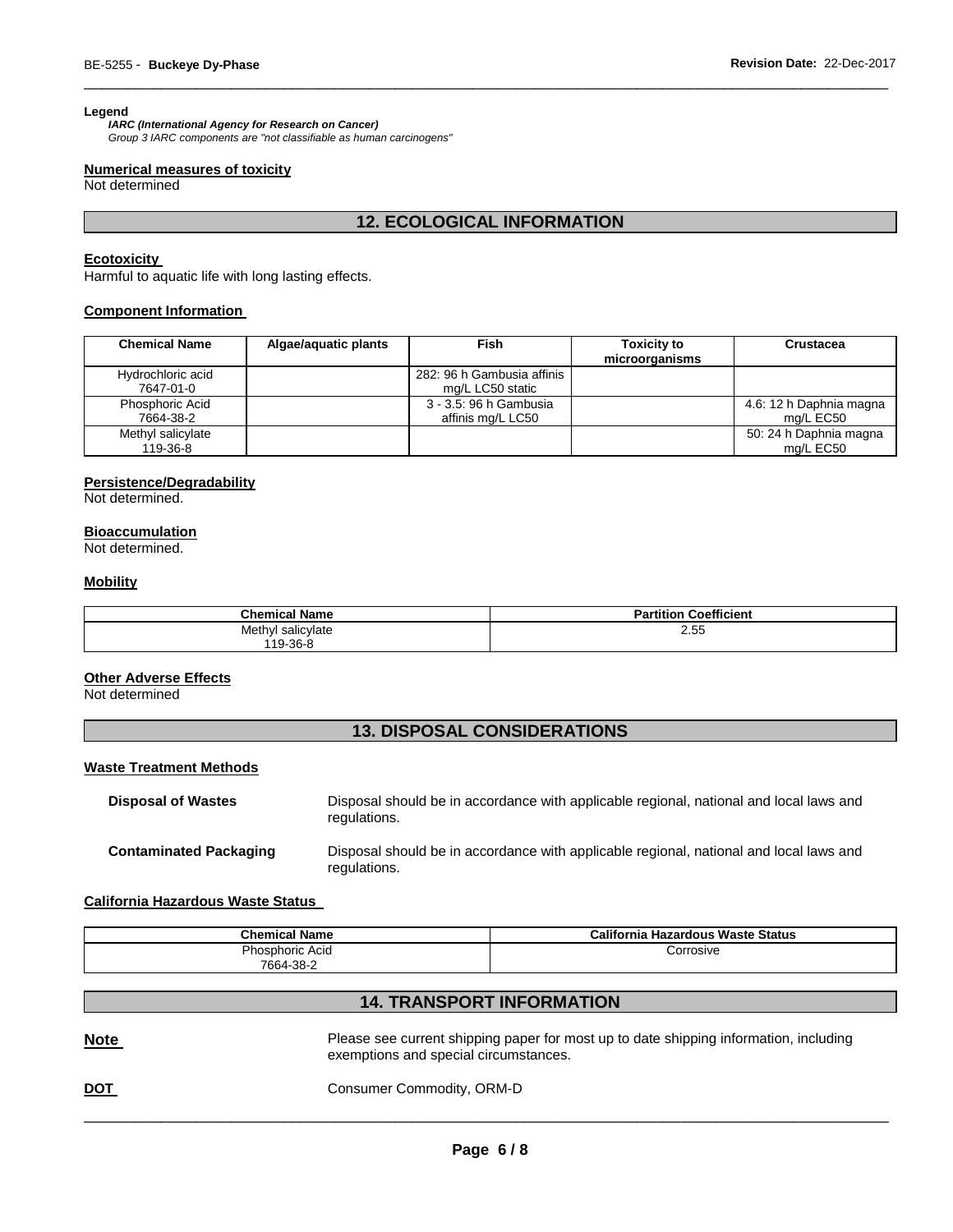**Legend**

*IARC (International Agency for Research on Cancer)*
*Group 3 IARC components are "not classifiable as human carcinogens"*

**Numerical measures of toxicity**

Not determined

## 12. ECOLOGICAL INFORMATION

**Ecotoxicity**

Harmful to aquatic life with long lasting effects.

**Component Information**

| Chemical Name | Algae/aquatic plants | Fish | Toxicity to microorganisms | Crustacea |
|---|---|---|---|---|
| Hydrochloric acid 7647-01-0 | | 282: 96 h Gambusia affinis mg/L LC50 static | | |
| Phosphoric Acid 7664-38-2 | | 3 - 3.5: 96 h Gambusia affinis mg/L LC50 | | 4.6: 12 h Daphnia magna mg/L EC50 |
| Methyl salicylate 119-36-8 | | | | 50: 24 h Daphnia magna mg/L EC50 |

**Persistence/Degradability**

Not determined.

**Bioaccumulation**

Not determined.

**Mobility**

| Chemical Name | Partition Coefficient |
|---|---|
| Methyl salicylate 119-36-8 | 2.55 |

**Other Adverse Effects**

Not determined

## 13. DISPOSAL CONSIDERATIONS

**Waste Treatment Methods**

**Disposal of Wastes** Disposal should be in accordance with applicable regional, national and local laws and regulations.

**Contaminated Packaging** Disposal should be in accordance with applicable regional, national and local laws and regulations.

**California Hazardous Waste Status**

| Chemical Name | California Hazardous Waste Status |
|---|---|
| Phosphoric Acid 7664-38-2 | Corrosive |

## 14. TRANSPORT INFORMATION

**Note** Please see current shipping paper for most up to date shipping information, including exemptions and special circumstances.

**DOT** Consumer Commodity, ORM-D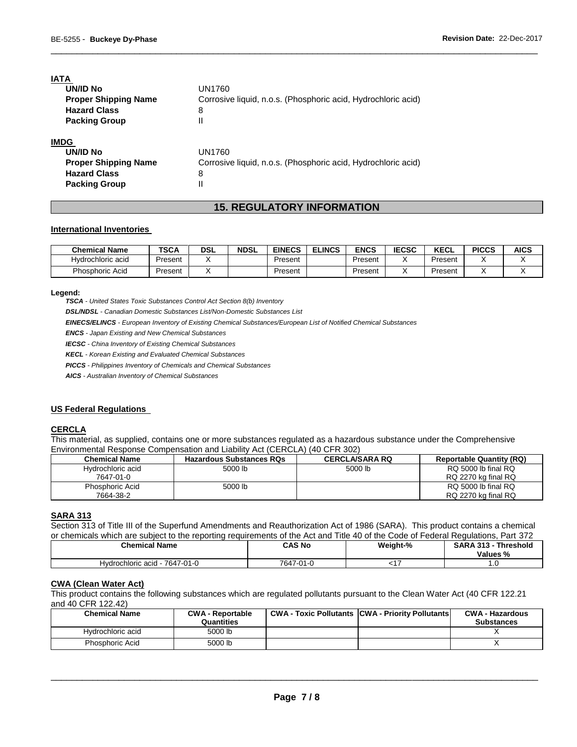**IATA**

| | |
|---|---|
| **UN/ID No** | UN1760 |
| **Proper Shipping Name** | Corrosive liquid, n.o.s. (Phosphoric acid, Hydrochloric acid) |
| **Hazard Class** | 8 |
| **Packing Group** | II |

**IMDG**

| | |
|---|---|
| **UN/ID No** | UN1760 |
| **Proper Shipping Name** | Corrosive liquid, n.o.s. (Phosphoric acid, Hydrochloric acid) |
| **Hazard Class** | 8 |
| **Packing Group** | II |

## 15. REGULATORY INFORMATION

### International Inventories

| Chemical Name | TSCA | DSL | NDSL | EINECS | ELINCS | ENCS | IECSC | KECL | PICCS | AICS |
|---|---|---|---|---|---|---|---|---|---|---|
| Hydrochloric acid | Present | X | | Present | | Present | X | Present | X | X |
| Phosphoric Acid | Present | X | | Present | | Present | X | Present | X | X |

**Legend:**

***TSCA*** *- United States Toxic Substances Control Act Section 8(b) Inventory*

***DSL/NDSL*** *- Canadian Domestic Substances List/Non-Domestic Substances List*

***EINECS/ELINCS*** *- European Inventory of Existing Chemical Substances/European List of Notified Chemical Substances*

***ENCS*** *- Japan Existing and New Chemical Substances*

***IECSC*** *- China Inventory of Existing Chemical Substances*

***KECL*** *- Korean Existing and Evaluated Chemical Substances*

***PICCS*** *- Philippines Inventory of Chemicals and Chemical Substances*

***AICS*** *- Australian Inventory of Chemical Substances*

### US Federal Regulations

#### CERCLA

This material, as supplied, contains one or more substances regulated as a hazardous substance under the Comprehensive Environmental Response Compensation and Liability Act (CERCLA) (40 CFR 302)

| Chemical Name | Hazardous Substances RQs | CERCLA/SARA RQ | Reportable Quantity (RQ) |
|---|---|---|---|
| Hydrochloric acid<br>7647-01-0 | 5000 lb | 5000 lb | RQ 5000 lb final RQ<br>RQ 2270 kg final RQ |
| Phosphoric Acid<br>7664-38-2 | 5000 lb | | RQ 5000 lb final RQ<br>RQ 2270 kg final RQ |

#### SARA 313

Section 313 of Title III of the Superfund Amendments and Reauthorization Act of 1986 (SARA). This product contains a chemical or chemicals which are subject to the reporting requirements of the Act and Title 40 of the Code of Federal Regulations, Part 372

| Chemical Name | CAS No | Weight-% | SARA 313 - Threshold Values % |
|---|---|---|---|
| Hydrochloric acid - 7647-01-0 | 7647-01-0 | <17 | 1.0 |

#### CWA (Clean Water Act)

This product contains the following substances which are regulated pollutants pursuant to the Clean Water Act (40 CFR 122.21 and 40 CFR 122.42)

| Chemical Name | CWA - Reportable Quantities | CWA - Toxic Pollutants | CWA - Priority Pollutants | CWA - Hazardous Substances |
|---|---|---|---|---|
| Hydrochloric acid | 5000 lb | | | X |
| Phosphoric Acid | 5000 lb | | | X |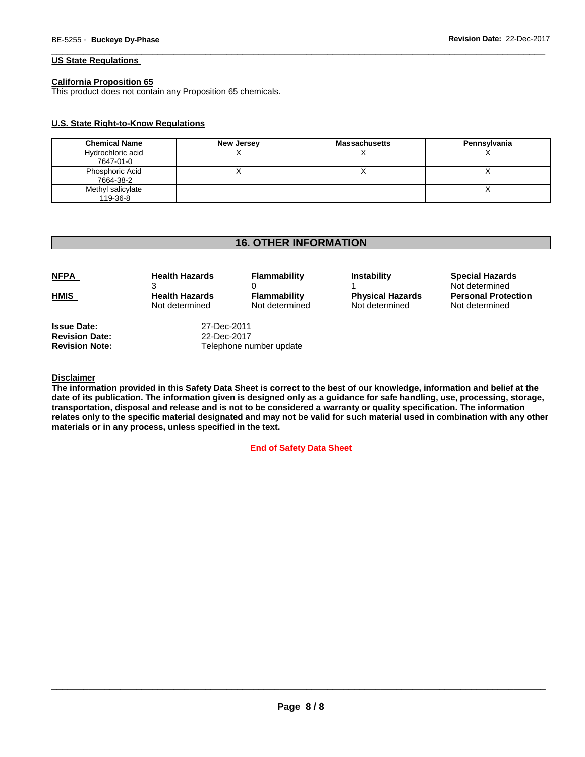### US State Regulations

#### California Proposition 65

This product does not contain any Proposition 65 chemicals.

#### U.S. State Right-to-Know Regulations

| Chemical Name | New Jersey | Massachusetts | Pennsylvania |
|---|---|---|---|
| Hydrochloric acid 7647-01-0 | X | X | X |
| Phosphoric Acid 7664-38-2 | X | X | X |
| Methyl salicylate 119-36-8 | | | X |

## 16. OTHER INFORMATION

| | | | | |
|---|---|---|---|---|
| **NFPA** | **Health Hazards** 3 | **Flammability** 0 | **Instability** 1 | **Special Hazards** Not determined |
| **HMIS** | **Health Hazards** Not determined | **Flammability** Not determined | **Physical Hazards** Not determined | **Personal Protection** Not determined |

**Issue Date:** 27-Dec-2011
**Revision Date:** 22-Dec-2017
**Revision Note:** Telephone number update

#### Disclaimer

**The information provided in this Safety Data Sheet is correct to the best of our knowledge, information and belief at the date of its publication. The information given is designed only as a guidance for safe handling, use, processing, storage, transportation, disposal and release and is not to be considered a warranty or quality specification. The information relates only to the specific material designated and may not be valid for such material used in combination with any other materials or in any process, unless specified in the text.**

**End of Safety Data Sheet**